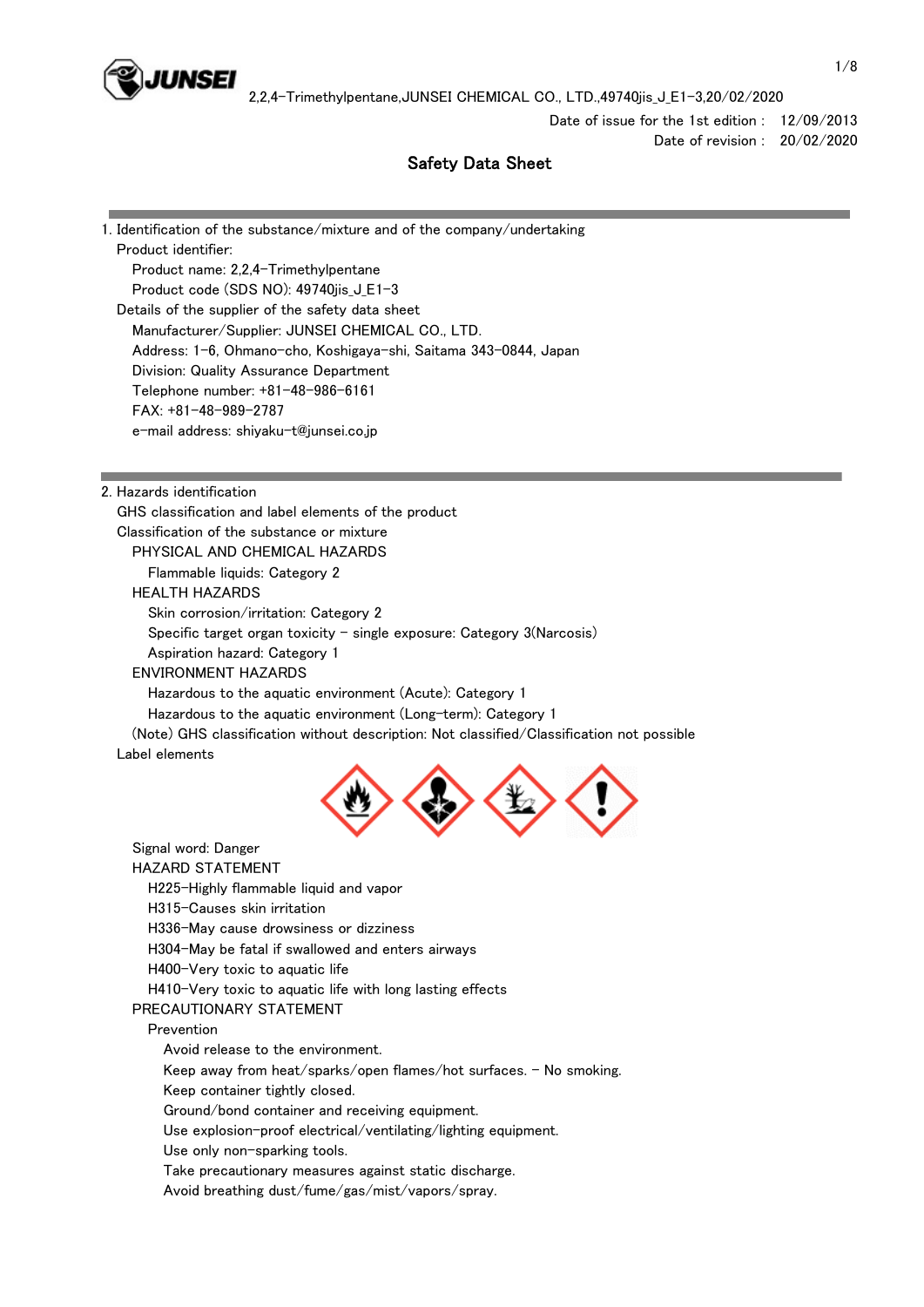Date of issue for the 1st edition : 12/09/2013
Date of revision : 20/02/2020

# Safety Data Sheet

## 1. Identification of the substance/mixture and of the company/undertaking

Product identifier:

Product name: 2,2,4-Trimethylpentane

Product code (SDS NO): 49740jis_J_E1-3

Details of the supplier of the safety data sheet

Manufacturer/Supplier: JUNSEI CHEMICAL CO., LTD.

Address: 1-6, Ohmano-cho, Koshigaya-shi, Saitama 343-0844, Japan

Division: Quality Assurance Department

Telephone number: +81-48-986-6161

FAX: +81-48-989-2787

e-mail address: shiyaku-t@junsei.co.jp

## 2. Hazards identification

GHS classification and label elements of the product

Classification of the substance or mixture

PHYSICAL AND CHEMICAL HAZARDS

Flammable liquids: Category 2

HEALTH HAZARDS

Skin corrosion/irritation: Category 2

Specific target organ toxicity - single exposure: Category 3(Narcosis)

Aspiration hazard: Category 1

ENVIRONMENT HAZARDS

Hazardous to the aquatic environment (Acute): Category 1

Hazardous to the aquatic environment (Long-term): Category 1

(Note) GHS classification without description: Not classified/Classification not possible

Label elements

Signal word: Danger

HAZARD STATEMENT

- H225-Highly flammable liquid and vapor
- H315-Causes skin irritation
- H336-May cause drowsiness or dizziness
- H304-May be fatal if swallowed and enters airways
- H400-Very toxic to aquatic life
- H410-Very toxic to aquatic life with long lasting effects

PRECAUTIONARY STATEMENT

Prevention

- Avoid release to the environment.
- Keep away from heat/sparks/open flames/hot surfaces. - No smoking.
- Keep container tightly closed.
- Ground/bond container and receiving equipment.
- Use explosion-proof electrical/ventilating/lighting equipment.
- Use only non-sparking tools.
- Take precautionary measures against static discharge.
- Avoid breathing dust/fume/gas/mist/vapors/spray.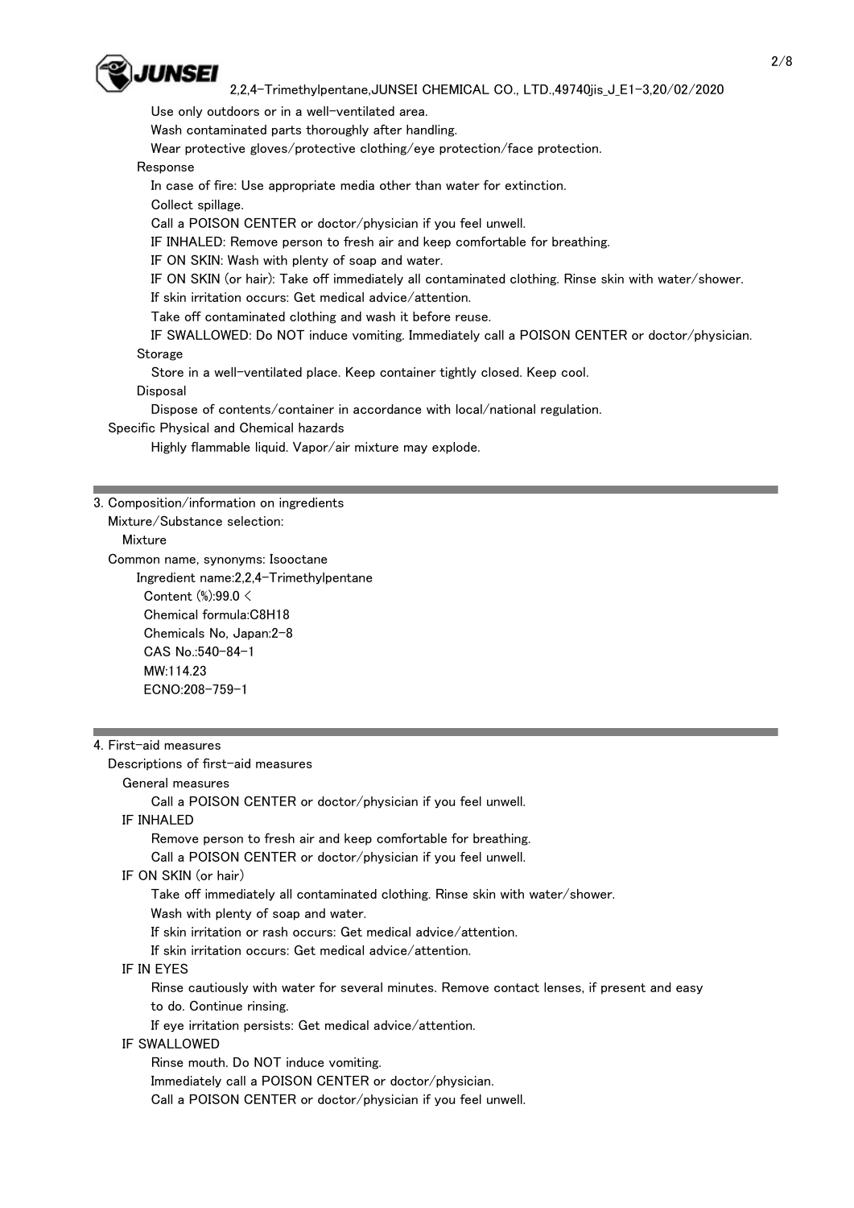Use only outdoors or in a well-ventilated area.
Wash contaminated parts thoroughly after handling.
Wear protective gloves/protective clothing/eye protection/face protection.

Response

In case of fire: Use appropriate media other than water for extinction.
Collect spillage.
Call a POISON CENTER or doctor/physician if you feel unwell.
IF INHALED: Remove person to fresh air and keep comfortable for breathing.
IF ON SKIN: Wash with plenty of soap and water.
IF ON SKIN (or hair): Take off immediately all contaminated clothing. Rinse skin with water/shower.
If skin irritation occurs: Get medical advice/attention.
Take off contaminated clothing and wash it before reuse.
IF SWALLOWED: Do NOT induce vomiting. Immediately call a POISON CENTER or doctor/physician.

Storage

Store in a well-ventilated place. Keep container tightly closed. Keep cool.

Disposal

Dispose of contents/container in accordance with local/national regulation.

Specific Physical and Chemical hazards

Highly flammable liquid. Vapor/air mixture may explode.

## 3. Composition/information on ingredients

Mixture/Substance selection:

Mixture

Common name, synonyms: Isooctane

Ingredient name:2,2,4-Trimethylpentane
Content (%):99.0 <
Chemical formula:$C_8H_{18}$
Chemicals No, Japan:2-8
CAS No.:540-84-1
MW:114.23
ECNO:208-759-1

## 4. First-aid measures

Descriptions of first-aid measures

General measures

Call a POISON CENTER or doctor/physician if you feel unwell.

IF INHALED

Remove person to fresh air and keep comfortable for breathing.
Call a POISON CENTER or doctor/physician if you feel unwell.

IF ON SKIN (or hair)

Take off immediately all contaminated clothing. Rinse skin with water/shower.
Wash with plenty of soap and water.
If skin irritation or rash occurs: Get medical advice/attention.
If skin irritation occurs: Get medical advice/attention.

IF IN EYES

Rinse cautiously with water for several minutes. Remove contact lenses, if present and easy to do. Continue rinsing.
If eye irritation persists: Get medical advice/attention.

IF SWALLOWED

Rinse mouth. Do NOT induce vomiting.
Immediately call a POISON CENTER or doctor/physician.
Call a POISON CENTER or doctor/physician if you feel unwell.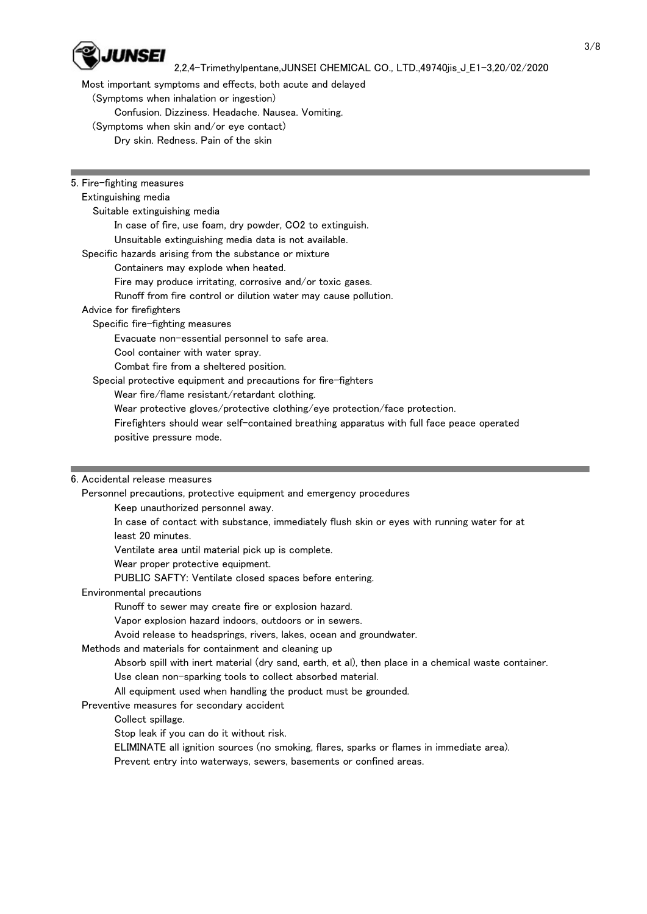Most important symptoms and effects, both acute and delayed

(Symptoms when inhalation or ingestion)

Confusion. Dizziness. Headache. Nausea. Vomiting.

(Symptoms when skin and/or eye contact)

Dry skin. Redness. Pain of the skin

## 5. Fire-fighting measures

Extinguishing media

Suitable extinguishing media

In case of fire, use foam, dry powder, $CO_2$ to extinguish.

Unsuitable extinguishing media data is not available.

Specific hazards arising from the substance or mixture

Containers may explode when heated.

Fire may produce irritating, corrosive and/or toxic gases.

Runoff from fire control or dilution water may cause pollution.

Advice for firefighters

Specific fire-fighting measures

Evacuate non-essential personnel to safe area.

Cool container with water spray.

Combat fire from a sheltered position.

Special protective equipment and precautions for fire-fighters

Wear fire/flame resistant/retardant clothing.

Wear protective gloves/protective clothing/eye protection/face protection.

Firefighters should wear self-contained breathing apparatus with full face peace operated positive pressure mode.

## 6. Accidental release measures

Personnel precautions, protective equipment and emergency procedures

Keep unauthorized personnel away.

In case of contact with substance, immediately flush skin or eyes with running water for at least 20 minutes.

Ventilate area until material pick up is complete.

Wear proper protective equipment.

PUBLIC SAFTY: Ventilate closed spaces before entering.

Environmental precautions

Runoff to sewer may create fire or explosion hazard.

Vapor explosion hazard indoors, outdoors or in sewers.

Avoid release to headsprings, rivers, lakes, ocean and groundwater.

Methods and materials for containment and cleaning up

Absorb spill with inert material (dry sand, earth, et al), then place in a chemical waste container.

Use clean non-sparking tools to collect absorbed material.

All equipment used when handling the product must be grounded.

Preventive measures for secondary accident

Collect spillage.

Stop leak if you can do it without risk.

ELIMINATE all ignition sources (no smoking, flares, sparks or flames in immediate area).

Prevent entry into waterways, sewers, basements or confined areas.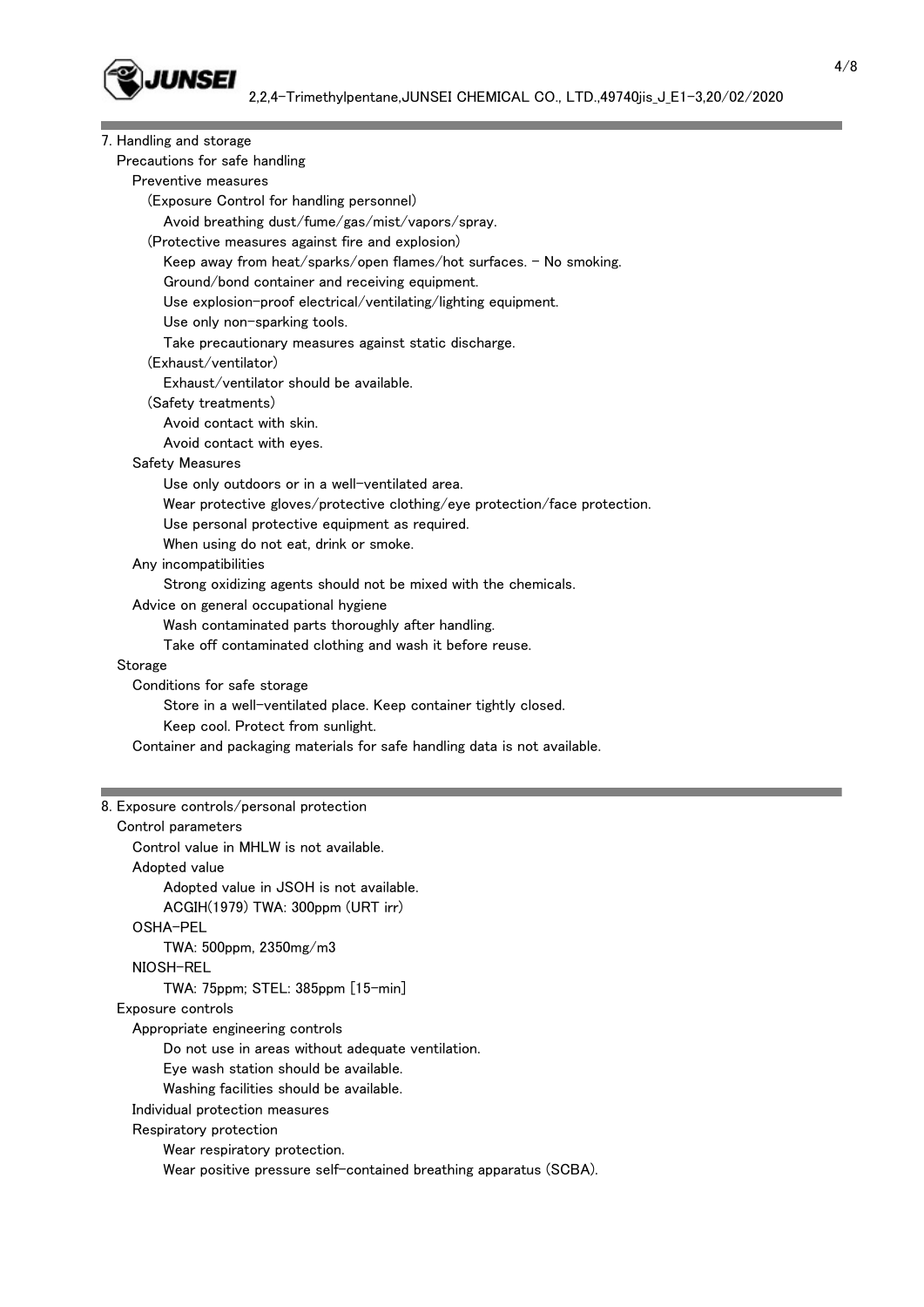## 7. Handling and storage

### Precautions for safe handling

#### Preventive measures

(Exposure Control for handling personnel)

Avoid breathing dust/fume/gas/mist/vapors/spray.

(Protective measures against fire and explosion)

Keep away from heat/sparks/open flames/hot surfaces. - No smoking.

Ground/bond container and receiving equipment.

Use explosion-proof electrical/ventilating/lighting equipment.

Use only non-sparking tools.

Take precautionary measures against static discharge.

(Exhaust/ventilator)

Exhaust/ventilator should be available.

(Safety treatments)

Avoid contact with skin.

Avoid contact with eyes.

#### Safety Measures

Use only outdoors or in a well-ventilated area.

Wear protective gloves/protective clothing/eye protection/face protection.

Use personal protective equipment as required.

When using do not eat, drink or smoke.

#### Any incompatibilities

Strong oxidizing agents should not be mixed with the chemicals.

#### Advice on general occupational hygiene

Wash contaminated parts thoroughly after handling.

Take off contaminated clothing and wash it before reuse.

### Storage

#### Conditions for safe storage

Store in a well-ventilated place. Keep container tightly closed.

Keep cool. Protect from sunlight.

Container and packaging materials for safe handling data is not available.

## 8. Exposure controls/personal protection

### Control parameters

Control value in MHLW is not available.

#### Adopted value

Adopted value in JSOH is not available.

ACGIH(1979) TWA: 300ppm (URT irr)

#### OSHA-PEL

TWA: 500ppm, 2350mg/m3

#### NIOSH-REL

TWA: 75ppm; STEL: 385ppm [15-min]

### Exposure controls

#### Appropriate engineering controls

Do not use in areas without adequate ventilation.

Eye wash station should be available.

Washing facilities should be available.

#### Individual protection measures

#### Respiratory protection

Wear respiratory protection.

Wear positive pressure self-contained breathing apparatus (SCBA).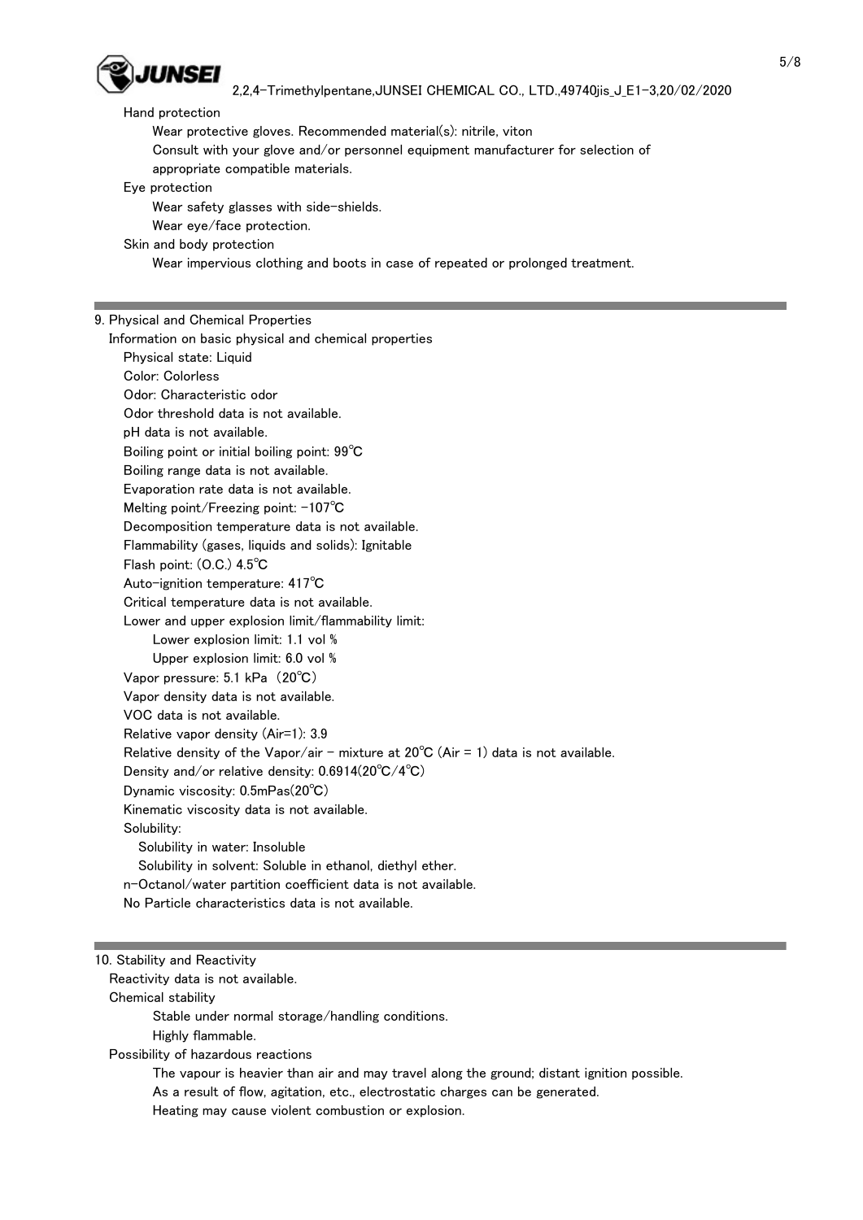Hand protection

Wear protective gloves. Recommended material(s): nitrile, viton

Consult with your glove and/or personnel equipment manufacturer for selection of appropriate compatible materials.

Eye protection

Wear safety glasses with side-shields.

Wear eye/face protection.

Skin and body protection

Wear impervious clothing and boots in case of repeated or prolonged treatment.

## 9. Physical and Chemical Properties

Information on basic physical and chemical properties

- Physical state: Liquid
- Color: Colorless
- Odor: Characteristic odor
- Odor threshold data is not available.
- pH data is not available.
- Boiling point or initial boiling point: 99℃
- Boiling range data is not available.
- Evaporation rate data is not available.
- Melting point/Freezing point: -107℃
- Decomposition temperature data is not available.
- Flammability (gases, liquids and solids): Ignitable
- Flash point: (O.C.) 4.5℃
- Auto-ignition temperature: 417℃
- Critical temperature data is not available.
- Lower and upper explosion limit/flammability limit:
  - Lower explosion limit: 1.1 vol %
  - Upper explosion limit: 6.0 vol %
- Vapor pressure: 5.1 kPa (20℃)
- Vapor density data is not available.
- VOC data is not available.
- Relative vapor density (Air=1): 3.9
- Relative density of the Vapor/air - mixture at 20℃ (Air = 1) data is not available.
- Density and/or relative density: 0.6914(20℃/4℃)
- Dynamic viscosity: 0.5mPas(20℃)
- Kinematic viscosity data is not available.
- Solubility:
  - Solubility in water: Insoluble
  - Solubility in solvent: Soluble in ethanol, diethyl ether.
- n-Octanol/water partition coefficient data is not available.
- No Particle characteristics data is not available.

## 10. Stability and Reactivity

Reactivity data is not available.

Chemical stability

Stable under normal storage/handling conditions.

Highly flammable.

Possibility of hazardous reactions

The vapour is heavier than air and may travel along the ground; distant ignition possible.

As a result of flow, agitation, etc., electrostatic charges can be generated.

Heating may cause violent combustion or explosion.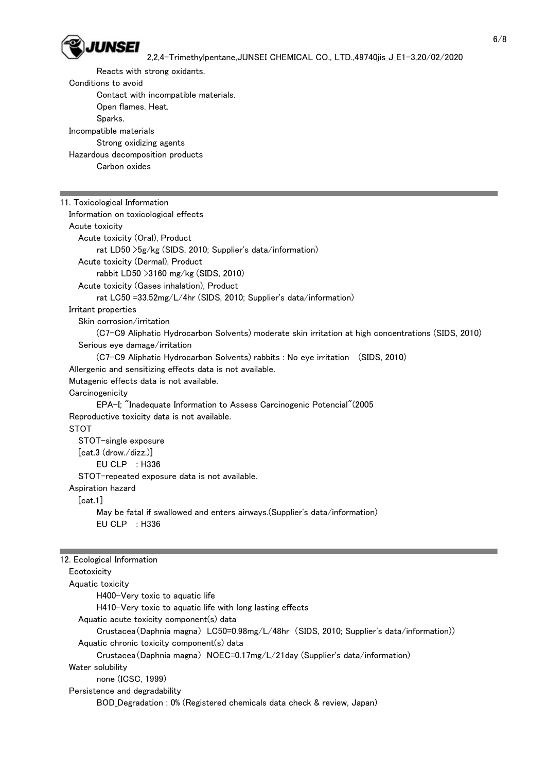Reacts with strong oxidants.

Conditions to avoid

Contact with incompatible materials.
Open flames. Heat.
Sparks.

Incompatible materials

Strong oxidizing agents

Hazardous decomposition products

Carbon oxides

## 11. Toxicological Information

Information on toxicological effects

Acute toxicity

Acute toxicity (Oral), Product

rat LD50 >5g/kg (SIDS, 2010; Supplier's data/information)

Acute toxicity (Dermal), Product

rabbit LD50 >3160 mg/kg (SIDS, 2010)

Acute toxicity (Gases inhalation), Product

rat LC50 =33.52mg/L/4hr (SIDS, 2010; Supplier's data/information)

Irritant properties

Skin corrosion/irritation

(C7-C9 Aliphatic Hydrocarbon Solvents) moderate skin irritation at high concentrations (SIDS, 2010)

Serious eye damage/irritation

(C7-C9 Aliphatic Hydrocarbon Solvents) rabbits : No eye irritation (SIDS, 2010)

Allergenic and sensitizing effects data is not available.

Mutagenic effects data is not available.

Carcinogenicity

EPA-I; "Inadequate Information to Assess Carcinogenic Potencial"(2005

Reproductive toxicity data is not available.

STOT

STOT-single exposure

[cat.3 (drow./dizz.)]

EU CLP : H336

STOT-repeated exposure data is not available.

Aspiration hazard

[cat.1]

May be fatal if swallowed and enters airways.(Supplier's data/information)

EU CLP : H336

## 12. Ecological Information

Ecotoxicity

Aquatic toxicity

H400-Very toxic to aquatic life

H410-Very toxic to aquatic life with long lasting effects

Aquatic acute toxicity component(s) data

Crustacea(Daphnia magna) LC50=0.98mg/L/48hr (SIDS, 2010; Supplier's data/information))

Aquatic chronic toxicity component(s) data

Crustacea(Daphnia magna) NOEC=0.17mg/L/21day (Supplier's data/information)

Water solubility

none (ICSC, 1999)

Persistence and degradability

BOD_Degradation : 0% (Registered chemicals data check & review, Japan)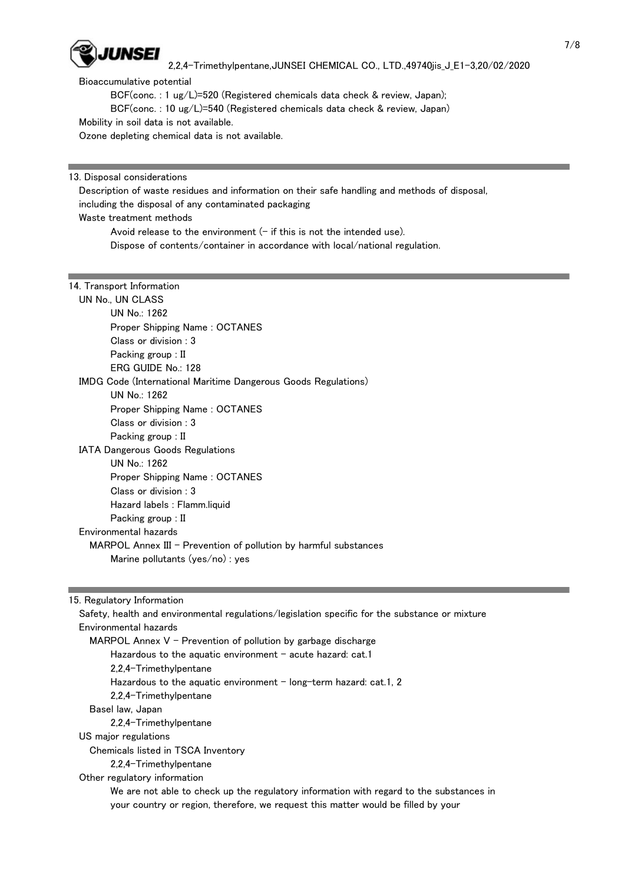Bioaccumulative potential

BCF(conc. : 1 ug/L)=520 (Registered chemicals data check & review, Japan);

BCF(conc. : 10 ug/L)=540 (Registered chemicals data check & review, Japan)

Mobility in soil data is not available.

Ozone depleting chemical data is not available.

## 13. Disposal considerations

Description of waste residues and information on their safe handling and methods of disposal, including the disposal of any contaminated packaging

Waste treatment methods

Avoid release to the environment (- if this is not the intended use).

Dispose of contents/container in accordance with local/national regulation.

## 14. Transport Information

UN No., UN CLASS

- UN No.: 1262
- Proper Shipping Name : OCTANES
- Class or division : 3
- Packing group : II
- ERG GUIDE No.: 128

IMDG Code (International Maritime Dangerous Goods Regulations)

- UN No.: 1262
- Proper Shipping Name : OCTANES
- Class or division : 3
- Packing group : II

IATA Dangerous Goods Regulations

- UN No.: 1262
- Proper Shipping Name : OCTANES
- Class or division : 3
- Hazard labels : Flamm.liquid
- Packing group : II

Environmental hazards

MARPOL Annex III - Prevention of pollution by harmful substances

Marine pollutants (yes/no) : yes

## 15. Regulatory Information

Safety, health and environmental regulations/legislation specific for the substance or mixture

Environmental hazards

MARPOL Annex V - Prevention of pollution by garbage discharge

Hazardous to the aquatic environment - acute hazard: cat.1

2,2,4-Trimethylpentane

Hazardous to the aquatic environment - long-term hazard: cat.1, 2

2,2,4-Trimethylpentane

Basel law, Japan

2,2,4-Trimethylpentane

US major regulations

Chemicals listed in TSCA Inventory

2,2,4-Trimethylpentane

Other regulatory information

We are not able to check up the regulatory information with regard to the substances in your country or region, therefore, we request this matter would be filled by your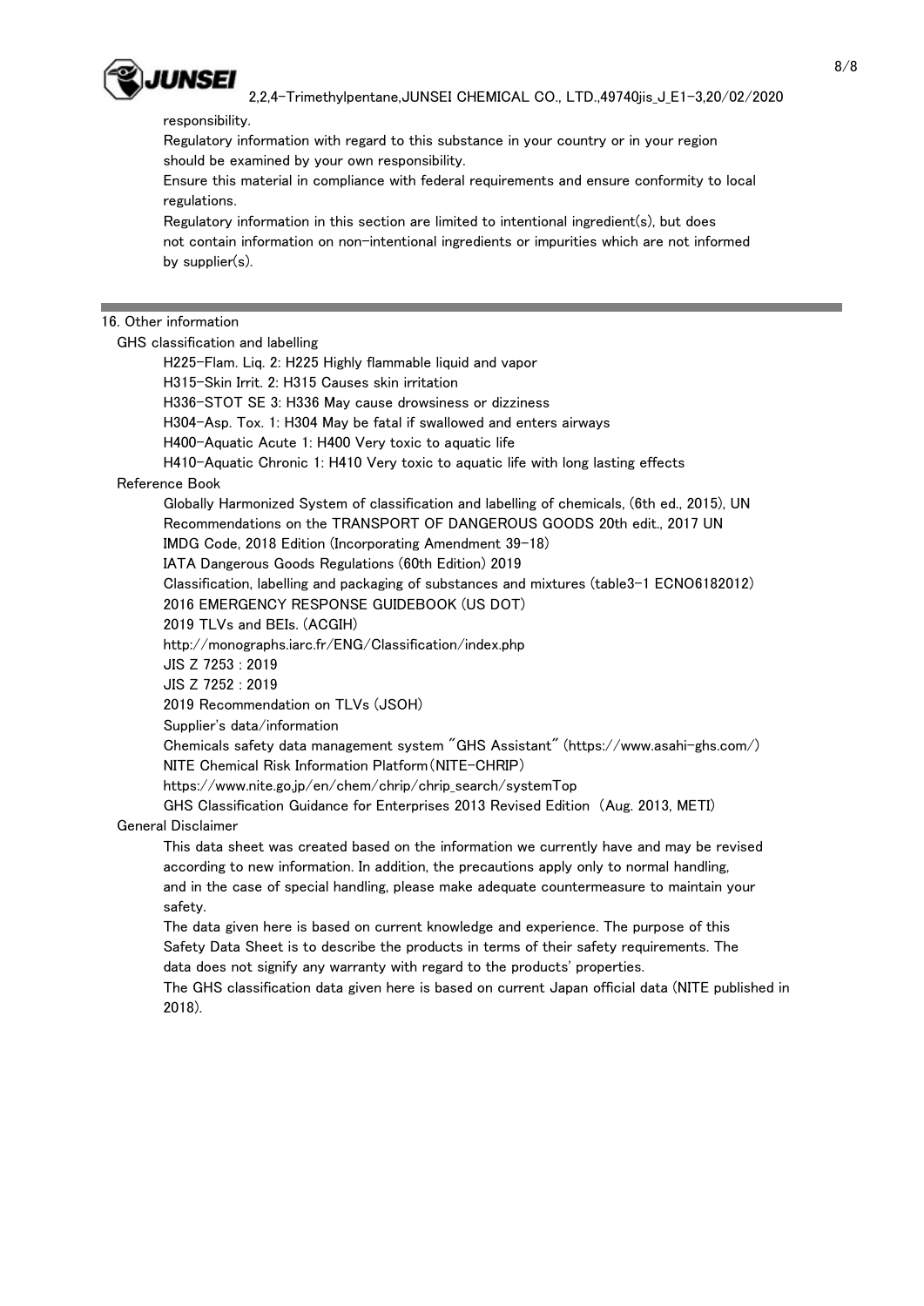responsibility.
Regulatory information with regard to this substance in your country or in your region should be examined by your own responsibility.
Ensure this material in compliance with federal requirements and ensure conformity to local regulations.
Regulatory information in this section are limited to intentional ingredient(s), but does not contain information on non-intentional ingredients or impurities which are not informed by supplier(s).

## 16. Other information

**GHS classification and labelling**

H225-Flam. Liq. 2: H225 Highly flammable liquid and vapor
H315-Skin Irrit. 2: H315 Causes skin irritation
H336-STOT SE 3: H336 May cause drowsiness or dizziness
H304-Asp. Tox. 1: H304 May be fatal if swallowed and enters airways
H400-Aquatic Acute 1: H400 Very toxic to aquatic life
H410-Aquatic Chronic 1: H410 Very toxic to aquatic life with long lasting effects

**Reference Book**

Globally Harmonized System of classification and labelling of chemicals, (6th ed., 2015), UN
Recommendations on the TRANSPORT OF DANGEROUS GOODS 20th edit., 2017 UN
IMDG Code, 2018 Edition (Incorporating Amendment 39-18)
IATA Dangerous Goods Regulations (60th Edition) 2019
Classification, labelling and packaging of substances and mixtures (table3-1 ECNO6182012)
2016 EMERGENCY RESPONSE GUIDEBOOK (US DOT)
2019 TLVs and BEIs. (ACGIH)
http://monographs.iarc.fr/ENG/Classification/index.php
JIS Z 7253 : 2019
JIS Z 7252 : 2019
2019 Recommendation on TLVs (JSOH)
Supplier's data/information
Chemicals safety data management system "GHS Assistant" (https://www.asahi-ghs.com/)
NITE Chemical Risk Information Platform(NITE-CHRIP)
https://www.nite.go.jp/en/chem/chrip/chrip_search/systemTop
GHS Classification Guidance for Enterprises 2013 Revised Edition (Aug. 2013, METI)

**General Disclaimer**

This data sheet was created based on the information we currently have and may be revised according to new information. In addition, the precautions apply only to normal handling, and in the case of special handling, please make adequate countermeasure to maintain your safety.
The data given here is based on current knowledge and experience. The purpose of this Safety Data Sheet is to describe the products in terms of their safety requirements. The data does not signify any warranty with regard to the products' properties.
The GHS classification data given here is based on current Japan official data (NITE published in 2018).